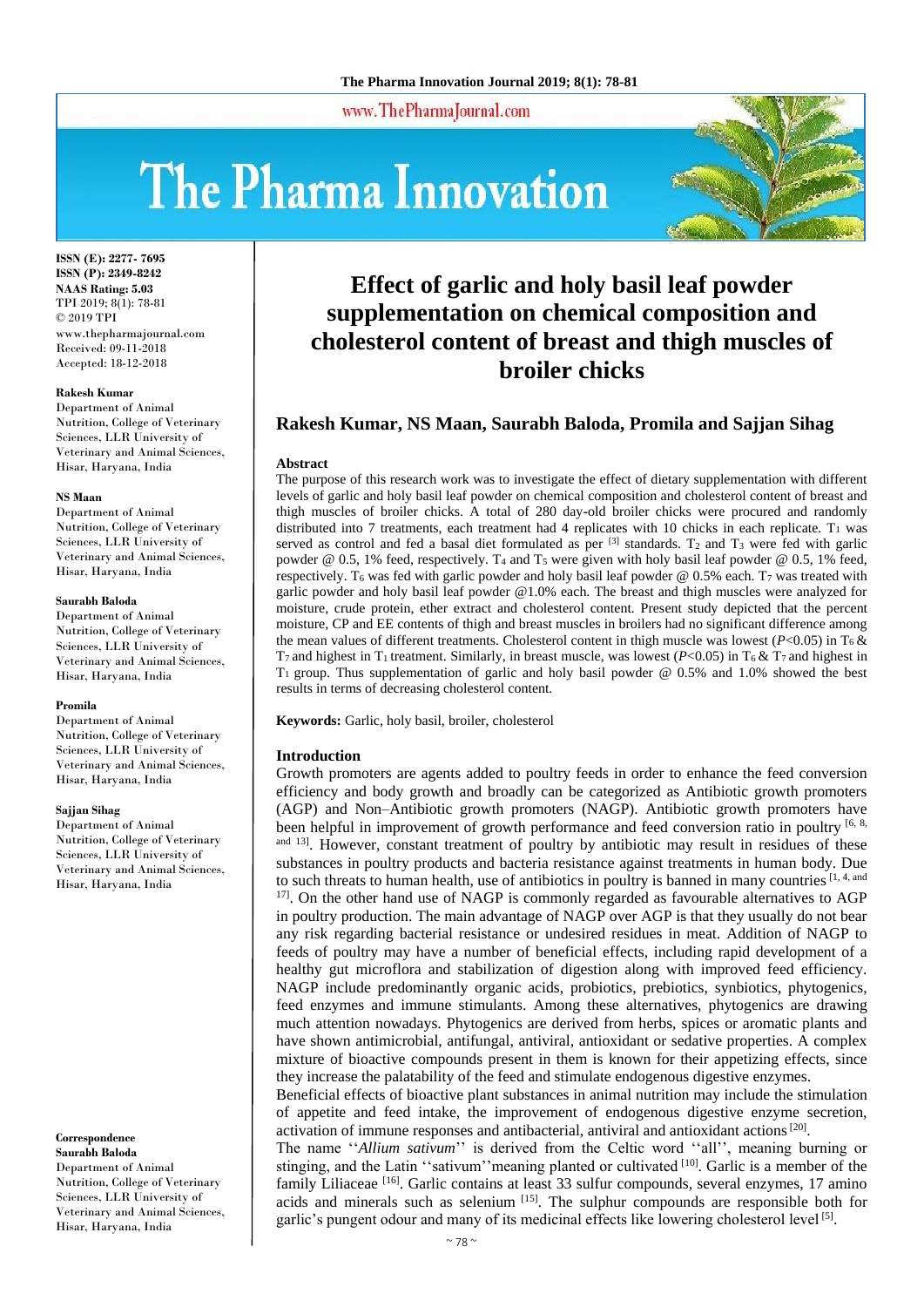ISSN (E): 2277- 7695
ISSN (P): 2349-8242
NAAS Rating: 5.03
TPI 2019; 8(1): 78-81
© 2019 TPI
www.thepharmajournal.com
Received: 09-11-2018
Accepted: 18-12-2018

**Rakesh Kumar**
Department of Animal Nutrition, College of Veterinary Sciences, LLR University of Veterinary and Animal Sciences, Hisar, Haryana, India

**NS Maan**
Department of Animal Nutrition, College of Veterinary Sciences, LLR University of Veterinary and Animal Sciences, Hisar, Haryana, India

**Saurabh Baloda**
Department of Animal Nutrition, College of Veterinary Sciences, LLR University of Veterinary and Animal Sciences, Hisar, Haryana, India

**Promila**
Department of Animal Nutrition, College of Veterinary Sciences, LLR University of Veterinary and Animal Sciences, Hisar, Haryana, India

**Sajjan Sihag**
Department of Animal Nutrition, College of Veterinary Sciences, LLR University of Veterinary and Animal Sciences, Hisar, Haryana, India

**Correspondence**
**Saurabh Baloda**
Department of Animal Nutrition, College of Veterinary Sciences, LLR University of Veterinary and Animal Sciences, Hisar, Haryana, India

# Effect of garlic and holy basil leaf powder supplementation on chemical composition and cholesterol content of breast and thigh muscles of broiler chicks

## Rakesh Kumar, NS Maan, Saurabh Baloda, Promila and Sajjan Sihag

### Abstract

The purpose of this research work was to investigate the effect of dietary supplementation with different levels of garlic and holy basil leaf powder on chemical composition and cholesterol content of breast and thigh muscles of broiler chicks. A total of 280 day-old broiler chicks were procured and randomly distributed into 7 treatments, each treatment had 4 replicates with 10 chicks in each replicate. $T_1$ was served as control and fed a basal diet formulated as per [3] standards. $T_2$ and $T_3$ were fed with garlic powder @ 0.5, 1% feed, respectively. $T_4$ and $T_5$ were given with holy basil leaf powder @ 0.5, 1% feed, respectively. $T_6$ was fed with garlic powder and holy basil leaf powder @ 0.5% each. $T_7$ was treated with garlic powder and holy basil leaf powder @1.0% each. The breast and thigh muscles were analyzed for moisture, crude protein, ether extract and cholesterol content. Present study depicted that the percent moisture, CP and EE contents of thigh and breast muscles in broilers had no significant difference among the mean values of different treatments. Cholesterol content in thigh muscle was lowest ($P$<0.05) in $T_6$ & $T_7$ and highest in $T_1$ treatment. Similarly, in breast muscle, was lowest ($P$<0.05) in $T_6$ & $T_7$ and highest in $T_1$ group. Thus supplementation of garlic and holy basil powder @ 0.5% and 1.0% showed the best results in terms of decreasing cholesterol content.

**Keywords:** Garlic, holy basil, broiler, cholesterol

### Introduction

Growth promoters are agents added to poultry feeds in order to enhance the feed conversion efficiency and body growth and broadly can be categorized as Antibiotic growth promoters (AGP) and Non–Antibiotic growth promoters (NAGP). Antibiotic growth promoters have been helpful in improvement of growth performance and feed conversion ratio in poultry [6, 8, and 13]. However, constant treatment of poultry by antibiotic may result in residues of these substances in poultry products and bacteria resistance against treatments in human body. Due to such threats to human health, use of antibiotics in poultry is banned in many countries [1, 4, and 17]. On the other hand use of NAGP is commonly regarded as favourable alternatives to AGP in poultry production. The main advantage of NAGP over AGP is that they usually do not bear any risk regarding bacterial resistance or undesired residues in meat. Addition of NAGP to feeds of poultry may have a number of beneficial effects, including rapid development of a healthy gut microflora and stabilization of digestion along with improved feed efficiency. NAGP include predominantly organic acids, probiotics, prebiotics, synbiotics, phytogenics, feed enzymes and immune stimulants. Among these alternatives, phytogenics are drawing much attention nowadays. Phytogenics are derived from herbs, spices or aromatic plants and have shown antimicrobial, antifungal, antiviral, antioxidant or sedative properties. A complex mixture of bioactive compounds present in them is known for their appetizing effects, since they increase the palatability of the feed and stimulate endogenous digestive enzymes.

Beneficial effects of bioactive plant substances in animal nutrition may include the stimulation of appetite and feed intake, the improvement of endogenous digestive enzyme secretion, activation of immune responses and antibacterial, antiviral and antioxidant actions [20].

The name ''*Allium sativum*'' is derived from the Celtic word ''all'', meaning burning or stinging, and the Latin ''sativum''meaning planted or cultivated [10]. Garlic is a member of the family Liliaceae [16]. Garlic contains at least 33 sulfur compounds, several enzymes, 17 amino acids and minerals such as selenium [15]. The sulphur compounds are responsible both for garlic's pungent odour and many of its medicinal effects like lowering cholesterol level [5].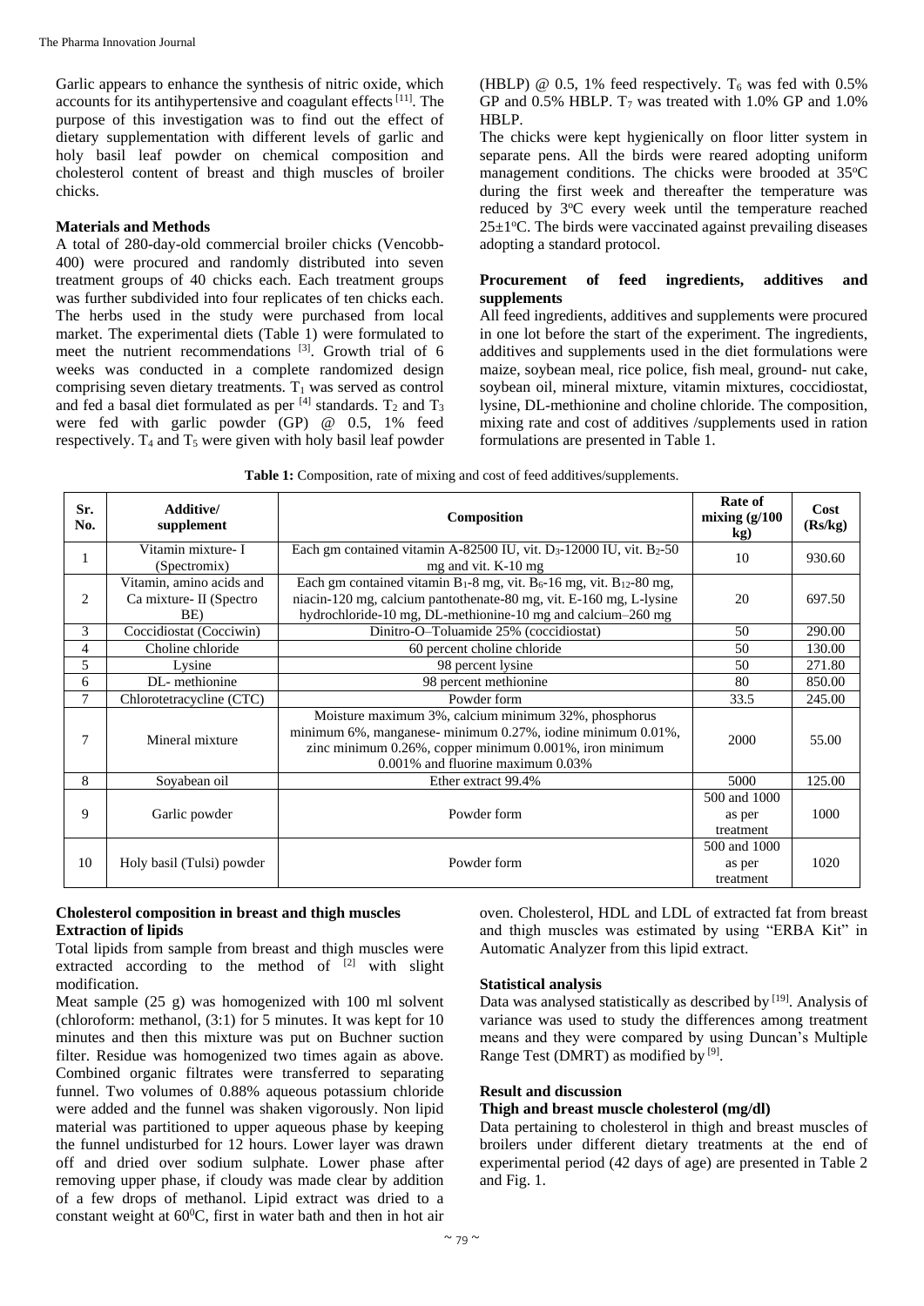Garlic appears to enhance the synthesis of nitric oxide, which accounts for its antihypertensive and coagulant effects [11]. The purpose of this investigation was to find out the effect of dietary supplementation with different levels of garlic and holy basil leaf powder on chemical composition and cholesterol content of breast and thigh muscles of broiler chicks.

## Materials and Methods

A total of 280-day-old commercial broiler chicks (Vencobb-400) were procured and randomly distributed into seven treatment groups of 40 chicks each. Each treatment groups was further subdivided into four replicates of ten chicks each. The herbs used in the study were purchased from local market. The experimental diets (Table 1) were formulated to meet the nutrient recommendations [3]. Growth trial of 6 weeks was conducted in a complete randomized design comprising seven dietary treatments. $T_1$ was served as control and fed a basal diet formulated as per [4] standards. $T_2$ and $T_3$ were fed with garlic powder (GP) @ 0.5, 1% feed respectively. $T_4$ and $T_5$ were given with holy basil leaf powder (HBLP) @ 0.5, 1% feed respectively. $T_6$ was fed with 0.5% GP and 0.5% HBLP. $T_7$ was treated with 1.0% GP and 1.0% HBLP.

The chicks were kept hygienically on floor litter system in separate pens. All the birds were reared adopting uniform management conditions. The chicks were brooded at 35°C during the first week and thereafter the temperature was reduced by 3°C every week until the temperature reached 25±1°C. The birds were vaccinated against prevailing diseases adopting a standard protocol.

### Procurement of feed ingredients, additives and supplements

All feed ingredients, additives and supplements were procured in one lot before the start of the experiment. The ingredients, additives and supplements used in the diet formulations were maize, soybean meal, rice police, fish meal, ground- nut cake, soybean oil, mineral mixture, vitamin mixtures, coccidiostat, lysine, DL-methionine and choline chloride. The composition, mixing rate and cost of additives /supplements used in ration formulations are presented in Table 1.

**Table 1:** Composition, rate of mixing and cost of feed additives/supplements.

| Sr. No. | Additive/ supplement | Composition | Rate of mixing (g/100 kg) | Cost (Rs/kg) |
|---|---|---|---|---|
| 1 | Vitamin mixture- I (Spectromix) | Each gm contained vitamin A-82500 IU, vit. $D_3$-12000 IU, vit. $B_2$-50 mg and vit. K-10 mg | 10 | 930.60 |
| 2 | Vitamin, amino acids and Ca mixture- II (Spectro BE) | Each gm contained vitamin $B_1$-8 mg, vit. $B_6$-16 mg, vit. $B_{12}$-80 mg, niacin-120 mg, calcium pantothenate-80 mg, vit. E-160 mg, L-lysine hydrochloride-10 mg, DL-methionine-10 mg and calcium–260 mg | 20 | 697.50 |
| 3 | Coccidiostat (Cocciwin) | Dinitro-O–Toluamide 25% (coccidiostat) | 50 | 290.00 |
| 4 | Choline chloride | 60 percent choline chloride | 50 | 130.00 |
| 5 | Lysine | 98 percent lysine | 50 | 271.80 |
| 6 | DL- methionine | 98 percent methionine | 80 | 850.00 |
| 7 | Chlorotetracycline (CTC) | Powder form | 33.5 | 245.00 |
| 7 | Mineral mixture | Moisture maximum 3%, calcium minimum 32%, phosphorus minimum 6%, manganese- minimum 0.27%, iodine minimum 0.01%, zinc minimum 0.26%, copper minimum 0.001%, iron minimum 0.001% and fluorine maximum 0.03% | 2000 | 55.00 |
| 8 | Soyabean oil | Ether extract 99.4% | 5000 | 125.00 |
| 9 | Garlic powder | Powder form | 500 and 1000 as per treatment | 1000 |
| 10 | Holy basil (Tulsi) powder | Powder form | 500 and 1000 as per treatment | 1020 |

### Cholesterol composition in breast and thigh muscles

#### Extraction of lipids

Total lipids from sample from breast and thigh muscles were extracted according to the method of [2] with slight modification.

Meat sample (25 g) was homogenized with 100 ml solvent (chloroform: methanol, (3:1) for 5 minutes. It was kept for 10 minutes and then this mixture was put on Buchner suction filter. Residue was homogenized two times again as above. Combined organic filtrates were transferred to separating funnel. Two volumes of 0.88% aqueous potassium chloride were added and the funnel was shaken vigorously. Non lipid material was partitioned to upper aqueous phase by keeping the funnel undisturbed for 12 hours. Lower layer was drawn off and dried over sodium sulphate. Lower phase after removing upper phase, if cloudy was made clear by addition of a few drops of methanol. Lipid extract was dried to a constant weight at 60°C, first in water bath and then in hot air oven. Cholesterol, HDL and LDL of extracted fat from breast and thigh muscles was estimated by using "ERBA Kit" in Automatic Analyzer from this lipid extract.

### Statistical analysis

Data was analysed statistically as described by [19]. Analysis of variance was used to study the differences among treatment means and they were compared by using Duncan's Multiple Range Test (DMRT) as modified by [9].

## Result and discussion

### Thigh and breast muscle cholesterol (mg/dl)

Data pertaining to cholesterol in thigh and breast muscles of broilers under different dietary treatments at the end of experimental period (42 days of age) are presented in Table 2 and Fig. 1.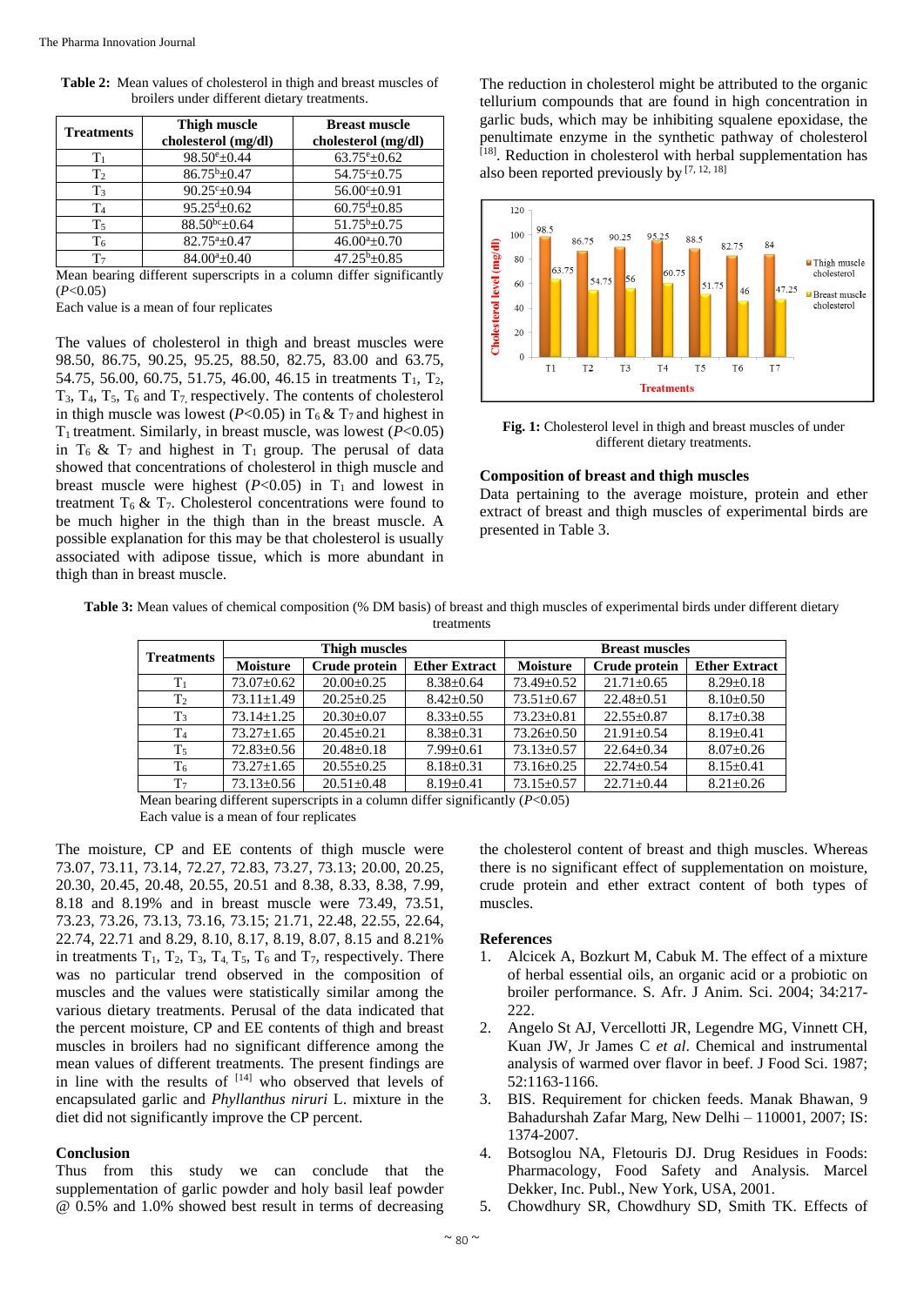**Table 2:** Mean values of cholesterol in thigh and breast muscles of broilers under different dietary treatments.

| Treatments | Thigh muscle cholesterol (mg/dl) | Breast muscle cholesterol (mg/dl) |
|---|---|---|
| $T_1$ | $98.50^e \pm 0.44$ | $63.75^e \pm 0.62$ |
| $T_2$ | $86.75^b \pm 0.47$ | $54.75^c \pm 0.75$ |
| $T_3$ | $90.25^c \pm 0.94$ | $56.00^c \pm 0.91$ |
| $T_4$ | $95.25^d \pm 0.62$ | $60.75^d \pm 0.85$ |
| $T_5$ | $88.50^{bc} \pm 0.64$ | $51.75^b \pm 0.75$ |
| $T_6$ | $82.75^a \pm 0.47$ | $46.00^a \pm 0.70$ |
| $T_7$ | $84.00^a \pm 0.40$ | $47.25^b \pm 0.85$ |

Mean bearing different superscripts in a column differ significantly ($P<0.05$)

Each value is a mean of four replicates

The values of cholesterol in thigh and breast muscles were 98.50, 86.75, 90.25, 95.25, 88.50, 82.75, 83.00 and 63.75, 54.75, 56.00, 60.75, 51.75, 46.00, 46.15 in treatments $T_1$, $T_2$, $T_3$, $T_4$, $T_5$, $T_6$ and $T_7$ respectively. The contents of cholesterol in thigh muscle was lowest ($P<0.05$) in $T_6$ & $T_7$ and highest in $T_1$ treatment. Similarly, in breast muscle, was lowest ($P<0.05$) in $T_6$ & $T_7$ and highest in $T_1$ group. The perusal of data showed that concentrations of cholesterol in thigh muscle and breast muscle were highest ($P<0.05$) in $T_1$ and lowest in treatment $T_6$ & $T_7$. Cholesterol concentrations were found to be much higher in the thigh than in the breast muscle. A possible explanation for this may be that cholesterol is usually associated with adipose tissue, which is more abundant in thigh than in breast muscle.

The reduction in cholesterol might be attributed to the organic tellurium compounds that are found in high concentration in garlic buds, which may be inhibiting squalene epoxidase, the penultimate enzyme in the synthetic pathway of cholesterol [18]. Reduction in cholesterol with herbal supplementation has also been reported previously by [7, 12, 18]

**Fig. 1:** Cholesterol level in thigh and breast muscles of under different dietary treatments.

## Composition of breast and thigh muscles

Data pertaining to the average moisture, protein and ether extract of breast and thigh muscles of experimental birds are presented in Table 3.

**Table 3:** Mean values of chemical composition (% DM basis) of breast and thigh muscles of experimental birds under different dietary treatments

| Treatments | Thigh muscles | | | Breast muscles | | |
|---|---|---|---|---|---|---|
| | Moisture | Crude protein | Ether Extract | Moisture | Crude protein | Ether Extract |
| $T_1$ | 73.07±0.62 | 20.00±0.25 | 8.38±0.64 | 73.49±0.52 | 21.71±0.65 | 8.29±0.18 |
| $T_2$ | 73.11±1.49 | 20.25±0.25 | 8.42±0.50 | 73.51±0.67 | 22.48±0.51 | 8.10±0.50 |
| $T_3$ | 73.14±1.25 | 20.30±0.07 | 8.33±0.55 | 73.23±0.81 | 22.55±0.87 | 8.17±0.38 |
| $T_4$ | 73.27±1.65 | 20.45±0.21 | 8.38±0.31 | 73.26±0.50 | 21.91±0.54 | 8.19±0.41 |
| $T_5$ | 72.83±0.56 | 20.48±0.18 | 7.99±0.61 | 73.13±0.57 | 22.64±0.34 | 8.07±0.26 |
| $T_6$ | 73.27±1.65 | 20.55±0.25 | 8.18±0.31 | 73.16±0.25 | 22.74±0.54 | 8.15±0.41 |
| $T_7$ | 73.13±0.56 | 20.51±0.48 | 8.19±0.41 | 73.15±0.57 | 22.71±0.44 | 8.21±0.26 |

Mean bearing different superscripts in a column differ significantly ($P<0.05$)

Each value is a mean of four replicates

The moisture, CP and EE contents of thigh muscle were 73.07, 73.11, 73.14, 72.27, 72.83, 73.27, 73.13; 20.00, 20.25, 20.30, 20.45, 20.48, 20.55, 20.51 and 8.38, 8.33, 8.38, 7.99, 8.18 and 8.19% and in breast muscle were 73.49, 73.51, 73.23, 73.26, 73.13, 73.16, 73.15; 21.71, 22.48, 22.55, 22.64, 22.74, 22.71 and 8.29, 8.10, 8.17, 8.19, 8.07, 8.15 and 8.21% in treatments $T_1$, $T_2$, $T_3$, $T_4$, $T_5$, $T_6$ and $T_7$, respectively. There was no particular trend observed in the composition of muscles and the values were statistically similar among the various dietary treatments. Perusal of the data indicated that the percent moisture, CP and EE contents of thigh and breast muscles in broilers had no significant difference among the mean values of different treatments. The present findings are in line with the results of [14] who observed that levels of encapsulated garlic and *Phyllanthus niruri* L. mixture in the diet did not significantly improve the CP percent.

## Conclusion

Thus from this study we can conclude that the supplementation of garlic powder and holy basil leaf powder @ 0.5% and 1.0% showed best result in terms of decreasing the cholesterol content of breast and thigh muscles. Whereas there is no significant effect of supplementation on moisture, crude protein and ether extract content of both types of muscles.

## References

1. Alcicek A, Bozkurt M, Cabuk M. The effect of a mixture of herbal essential oils, an organic acid or a probiotic on broiler performance. S. Afr. J Anim. Sci. 2004; 34:217-222.
2. Angelo St AJ, Vercellotti JR, Legendre MG, Vinnett CH, Kuan JW, Jr James C *et al*. Chemical and instrumental analysis of warmed over flavor in beef. J Food Sci. 1987; 52:1163-1166.
3. BIS. Requirement for chicken feeds. Manak Bhawan, 9 Bahadurshah Zafar Marg, New Delhi – 110001, 2007; IS: 1374-2007.
4. Botsoglou NA, Fletouris DJ. Drug Residues in Foods: Pharmacology, Food Safety and Analysis. Marcel Dekker, Inc. Publ., New York, USA, 2001.
5. Chowdhury SR, Chowdhury SD, Smith TK. Effects of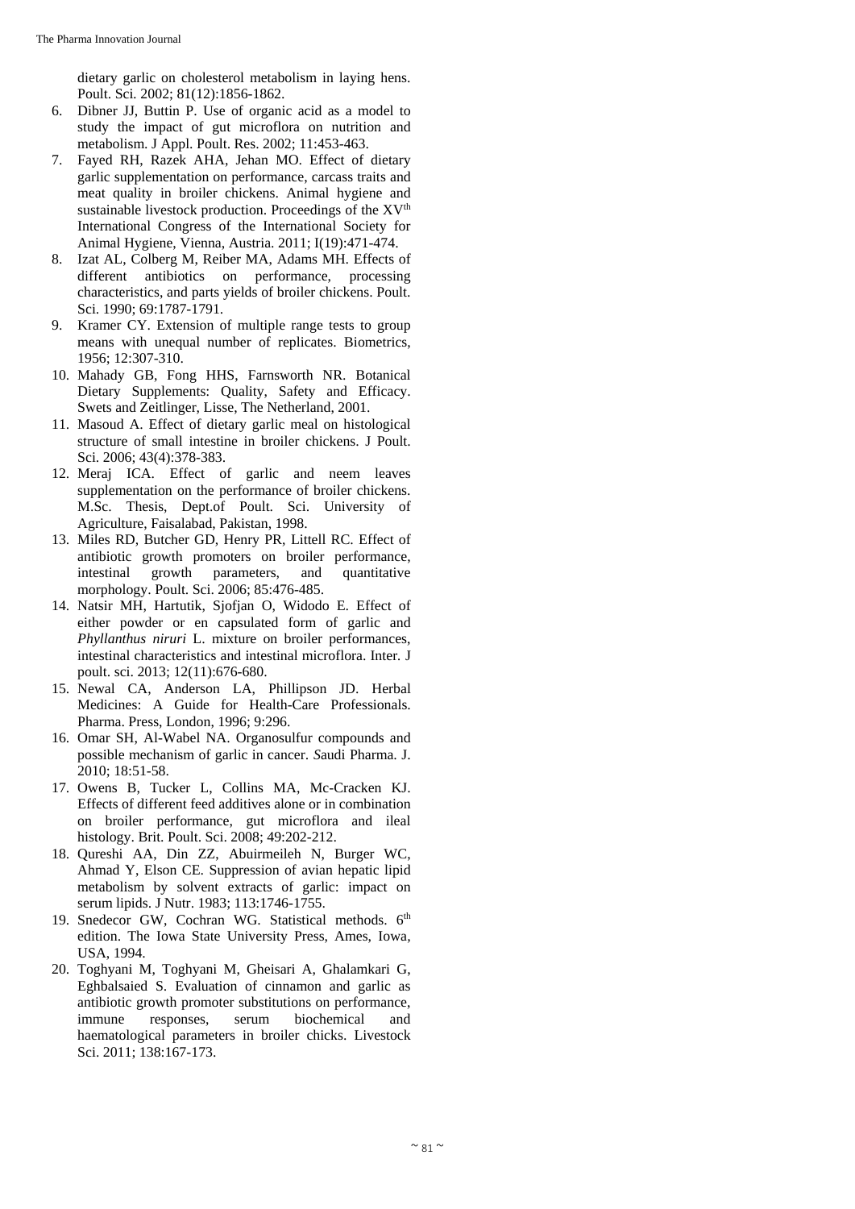dietary garlic on cholesterol metabolism in laying hens. Poult. Sci. 2002; 81(12):1856-1862.

6. Dibner JJ, Buttin P. Use of organic acid as a model to study the impact of gut microflora on nutrition and metabolism. J Appl. Poult. Res. 2002; 11:453-463.
7. Fayed RH, Razek AHA, Jehan MO. Effect of dietary garlic supplementation on performance, carcass traits and meat quality in broiler chickens. Animal hygiene and sustainable livestock production. Proceedings of the XV$^{th}$ International Congress of the International Society for Animal Hygiene, Vienna, Austria. 2011; I(19):471-474.
8. Izat AL, Colberg M, Reiber MA, Adams MH. Effects of different antibiotics on performance, processing characteristics, and parts yields of broiler chickens. Poult. Sci. 1990; 69:1787-1791.
9. Kramer CY. Extension of multiple range tests to group means with unequal number of replicates. Biometrics, 1956; 12:307-310.
10. Mahady GB, Fong HHS, Farnsworth NR. Botanical Dietary Supplements: Quality, Safety and Efficacy. Swets and Zeitlinger, Lisse, The Netherland, 2001.
11. Masoud A. Effect of dietary garlic meal on histological structure of small intestine in broiler chickens. J Poult. Sci. 2006; 43(4):378-383.
12. Meraj ICA. Effect of garlic and neem leaves supplementation on the performance of broiler chickens. M.Sc. Thesis, Dept.of Poult. Sci. University of Agriculture, Faisalabad, Pakistan, 1998.
13. Miles RD, Butcher GD, Henry PR, Littell RC. Effect of antibiotic growth promoters on broiler performance, intestinal growth parameters, and quantitative morphology. Poult. Sci. 2006; 85:476-485.
14. Natsir MH, Hartutik, Sjofjan O, Widodo E. Effect of either powder or en capsulated form of garlic and *Phyllanthus niruri* L. mixture on broiler performances, intestinal characteristics and intestinal microflora. Inter. J poult. sci. 2013; 12(11):676-680.
15. Newal CA, Anderson LA, Phillipson JD. Herbal Medicines: A Guide for Health-Care Professionals. Pharma. Press, London, 1996; 9:296.
16. Omar SH, Al-Wabel NA. Organosulfur compounds and possible mechanism of garlic in cancer. Saudi Pharma. J. 2010; 18:51-58.
17. Owens B, Tucker L, Collins MA, Mc-Cracken KJ. Effects of different feed additives alone or in combination on broiler performance, gut microflora and ileal histology. Brit. Poult. Sci. 2008; 49:202-212.
18. Qureshi AA, Din ZZ, Abuirmeileh N, Burger WC, Ahmad Y, Elson CE. Suppression of avian hepatic lipid metabolism by solvent extracts of garlic: impact on serum lipids. J Nutr. 1983; 113:1746-1755.
19. Snedecor GW, Cochran WG. Statistical methods. 6$^{th}$ edition. The Iowa State University Press, Ames, Iowa, USA, 1994.
20. Toghyani M, Toghyani M, Gheisari A, Ghalamkari G, Eghbalsaied S. Evaluation of cinnamon and garlic as antibiotic growth promoter substitutions on performance, immune responses, serum biochemical and haematological parameters in broiler chicks. Livestock Sci. 2011; 138:167-173.